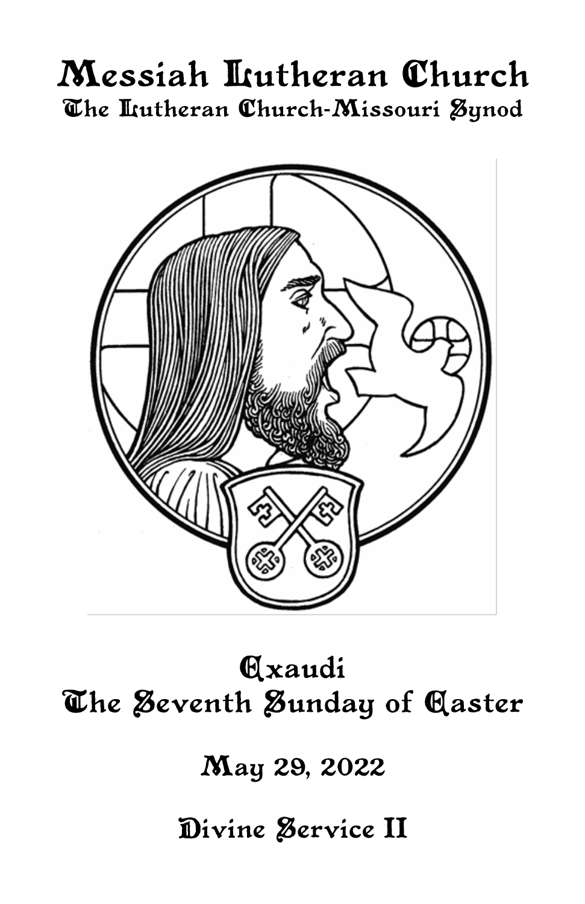# Messiah Lutheran Church

## The Lutheran Church-Missouri Synod

# Exaudi
# The Seventh Sunday of Easter

## May 29, 2022

## Divine Service II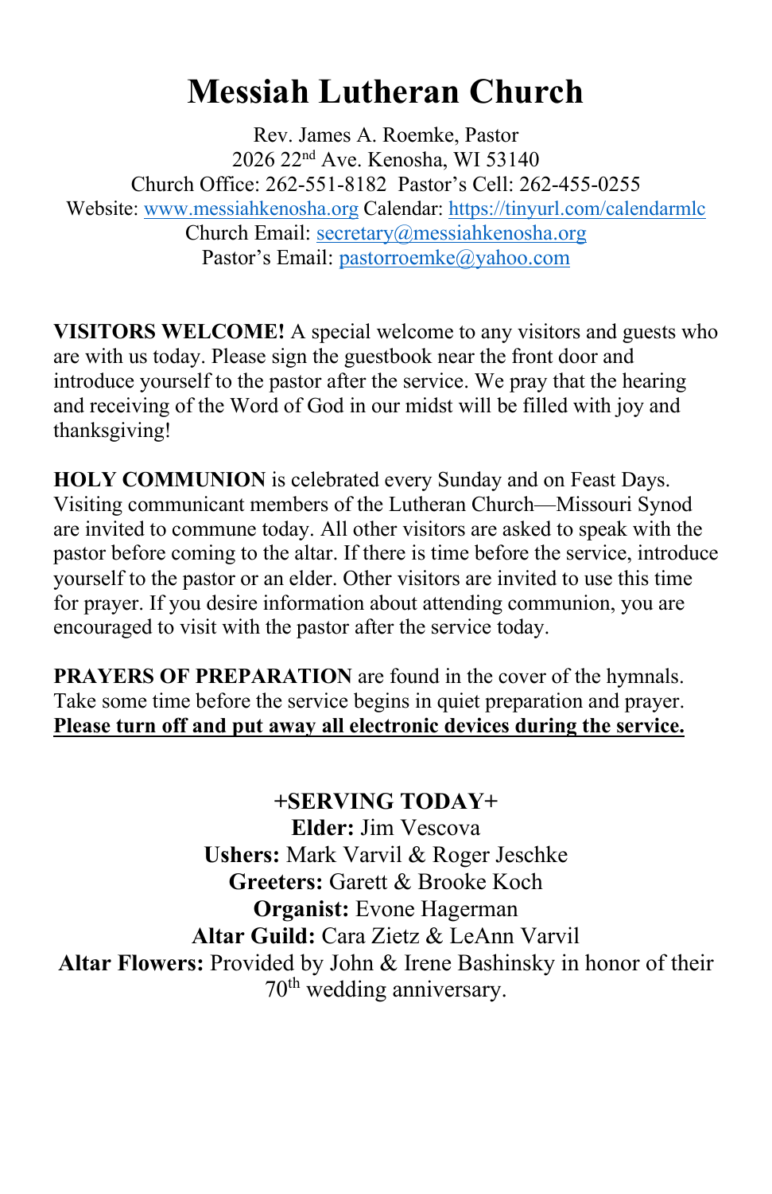# Messiah Lutheran Church

Rev. James A. Roemke, Pastor
2026 22nd Ave. Kenosha, WI 53140
Church Office: 262-551-8182  Pastor's Cell: 262-455-0255
Website: www.messiahkenosha.org Calendar: https://tinyurl.com/calendarmlc
Church Email: secretary@messiahkenosha.org
Pastor's Email: pastorroemke@yahoo.com

**VISITORS WELCOME!** A special welcome to any visitors and guests who are with us today. Please sign the guestbook near the front door and introduce yourself to the pastor after the service. We pray that the hearing and receiving of the Word of God in our midst will be filled with joy and thanksgiving!

**HOLY COMMUNION** is celebrated every Sunday and on Feast Days. Visiting communicant members of the Lutheran Church—Missouri Synod are invited to commune today. All other visitors are asked to speak with the pastor before coming to the altar. If there is time before the service, introduce yourself to the pastor or an elder. Other visitors are invited to use this time for prayer. If you desire information about attending communion, you are encouraged to visit with the pastor after the service today.

**PRAYERS OF PREPARATION** are found in the cover of the hymnals. Take some time before the service begins in quiet preparation and prayer. **Please turn off and put away all electronic devices during the service.**

**+SERVING TODAY+**

**Elder:** Jim Vescova
**Ushers:** Mark Varvil & Roger Jeschke
**Greeters:** Garett & Brooke Koch
**Organist:** Evone Hagerman
**Altar Guild:** Cara Zietz & LeAnn Varvil
**Altar Flowers:** Provided by John & Irene Bashinsky in honor of their 70th wedding anniversary.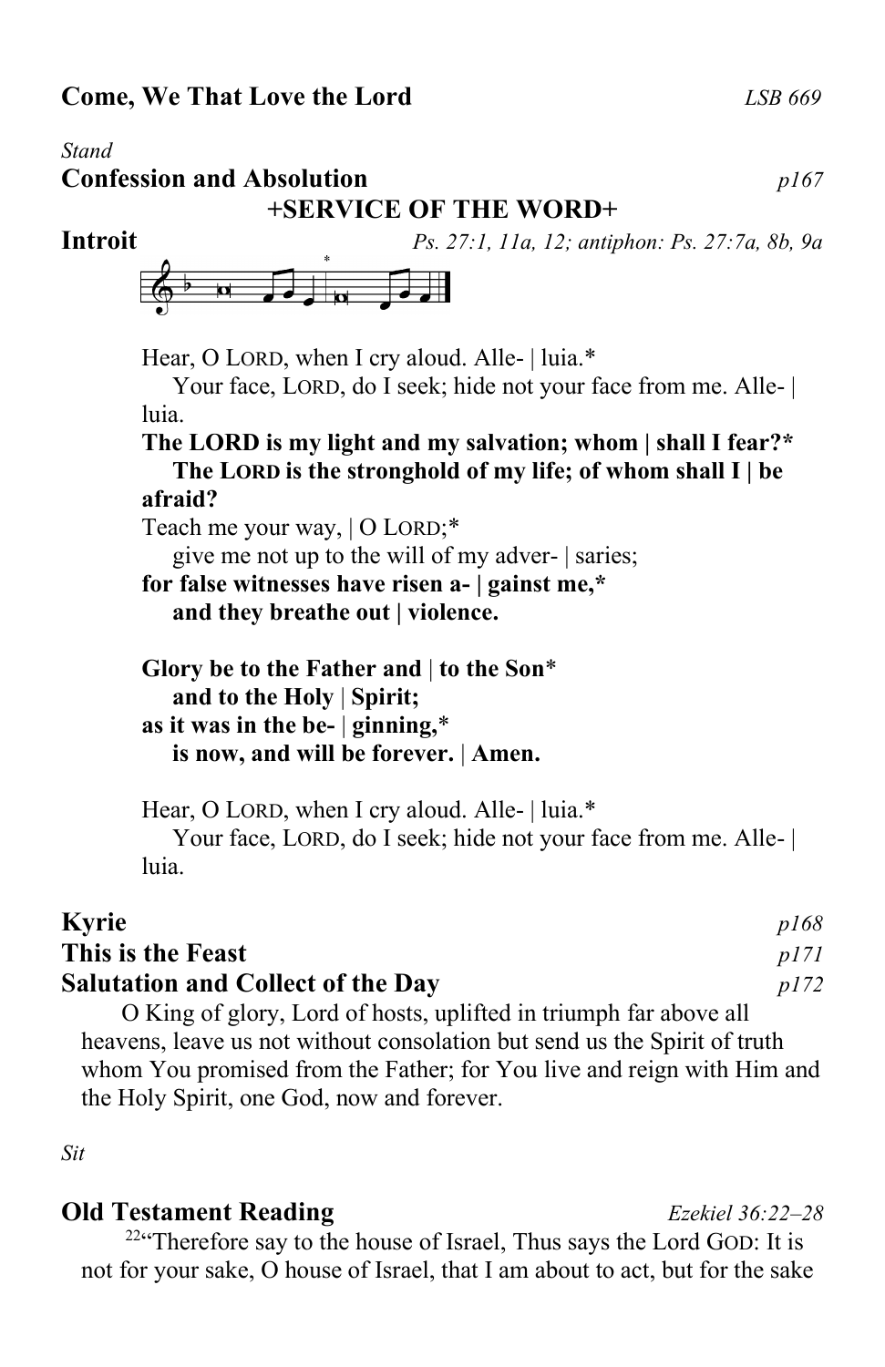**Come, We That Love the Lord** *LSB 669*

*Stand*

**Confession and Absolution** *p167*

**+SERVICE OF THE WORD+**

**Introit** *Ps. 27:1, 11a, 12; antiphon: Ps. 27:7a, 8b, 9a*

Hear, O LORD, when I cry aloud. Alle- | luia.*
Your face, LORD, do I seek; hide not your face from me. Alle- | luia.
**The LORD is my light and my salvation; whom | shall I fear?***
**The LORD is the stronghold of my life; of whom shall I | be afraid?**
Teach me your way, | O LORD;*
give me not up to the will of my adver- | saries;
**for false witnesses have risen a- | gainst me,***
**and they breathe out | violence.**

**Glory be to the Father and | to the Son***
**and to the Holy | Spirit;**
**as it was in the be- | ginning,***
**is now, and will be forever. | Amen.**

Hear, O LORD, when I cry aloud. Alle- | luia.*
Your face, LORD, do I seek; hide not your face from me. Alle- | luia.

**Kyrie** *p168*

**This is the Feast** *p171*

**Salutation and Collect of the Day** *p172*

O King of glory, Lord of hosts, uplifted in triumph far above all heavens, leave us not without consolation but send us the Spirit of truth whom You promised from the Father; for You live and reign with Him and the Holy Spirit, one God, now and forever.

*Sit*

**Old Testament Reading** *Ezekiel 36:22–28*

[22]"Therefore say to the house of Israel, Thus says the Lord GOD: It is not for your sake, O house of Israel, that I am about to act, but for the sake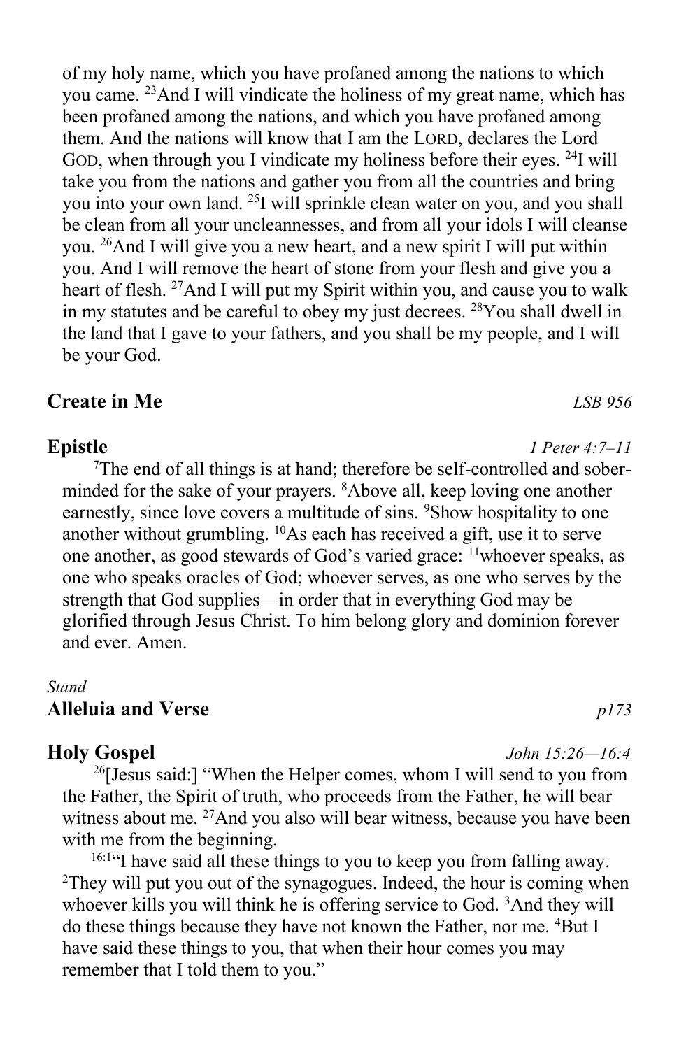of my holy name, which you have profaned among the nations to which you came. [23]And I will vindicate the holiness of my great name, which has been profaned among the nations, and which you have profaned among them. And the nations will know that I am the LORD, declares the Lord GOD, when through you I vindicate my holiness before their eyes. [24]I will take you from the nations and gather you from all the countries and bring you into your own land. [25]I will sprinkle clean water on you, and you shall be clean from all your uncleannesses, and from all your idols I will cleanse you. [26]And I will give you a new heart, and a new spirit I will put within you. And I will remove the heart of stone from your flesh and give you a heart of flesh. [27]And I will put my Spirit within you, and cause you to walk in my statutes and be careful to obey my just decrees. [28]You shall dwell in the land that I gave to your fathers, and you shall be my people, and I will be your God.

**Create in Me** *LSB 956*

**Epistle** *1 Peter 4:7–11*

[7]The end of all things is at hand; therefore be self-controlled and sober-minded for the sake of your prayers. [8]Above all, keep loving one another earnestly, since love covers a multitude of sins. [9]Show hospitality to one another without grumbling. [10]As each has received a gift, use it to serve one another, as good stewards of God's varied grace: [11]whoever speaks, as one who speaks oracles of God; whoever serves, as one who serves by the strength that God supplies—in order that in everything God may be glorified through Jesus Christ. To him belong glory and dominion forever and ever. Amen.

*Stand*

**Alleluia and Verse** *p173*

**Holy Gospel** *John 15:26—16:4*

[26][Jesus said:] "When the Helper comes, whom I will send to you from the Father, the Spirit of truth, who proceeds from the Father, he will bear witness about me. [27]And you also will bear witness, because you have been with me from the beginning.

[16:1]"I have said all these things to you to keep you from falling away. [2]They will put you out of the synagogues. Indeed, the hour is coming when whoever kills you will think he is offering service to God. [3]And they will do these things because they have not known the Father, nor me. [4]But I have said these things to you, that when their hour comes you may remember that I told them to you."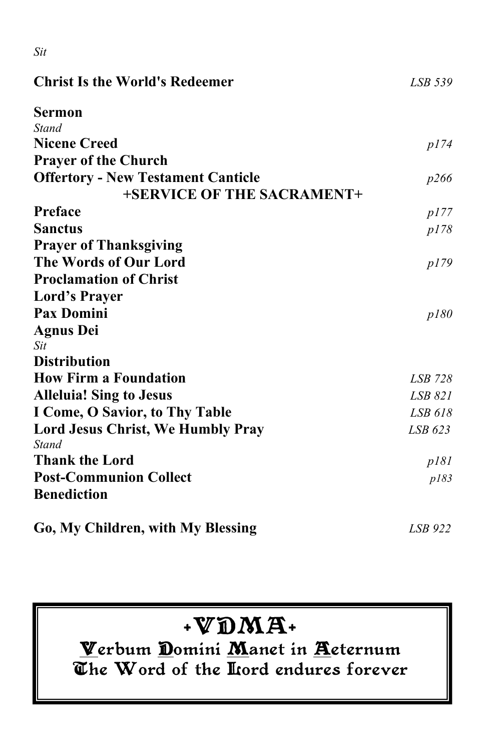*Sit*

**Christ Is the World's Redeemer** *LSB 539*

**Sermon**

*Stand*

**Nicene Creed** *p174*

**Prayer of the Church**

**Offertory - New Testament Canticle** *p266*

**+SERVICE OF THE SACRAMENT+**

**Preface** *p177*

**Sanctus** *p178*

**Prayer of Thanksgiving**

**The Words of Our Lord** *p179*

**Proclamation of Christ**

**Lord's Prayer**

**Pax Domini** *p180*

**Agnus Dei**

*Sit*

**Distribution**

**How Firm a Foundation** *LSB 728*

**Alleluia! Sing to Jesus** *LSB 821*

**I Come, O Savior, to Thy Table** *LSB 618*

**Lord Jesus Christ, We Humbly Pray** *LSB 623*

*Stand*

**Thank the Lord** *p181*

**Post-Communion Collect** *p183*

**Benediction**

**Go, My Children, with My Blessing** *LSB 922*

+VDMA+

Verbum Domini Manet in Aeternum

The Word of the Lord endures forever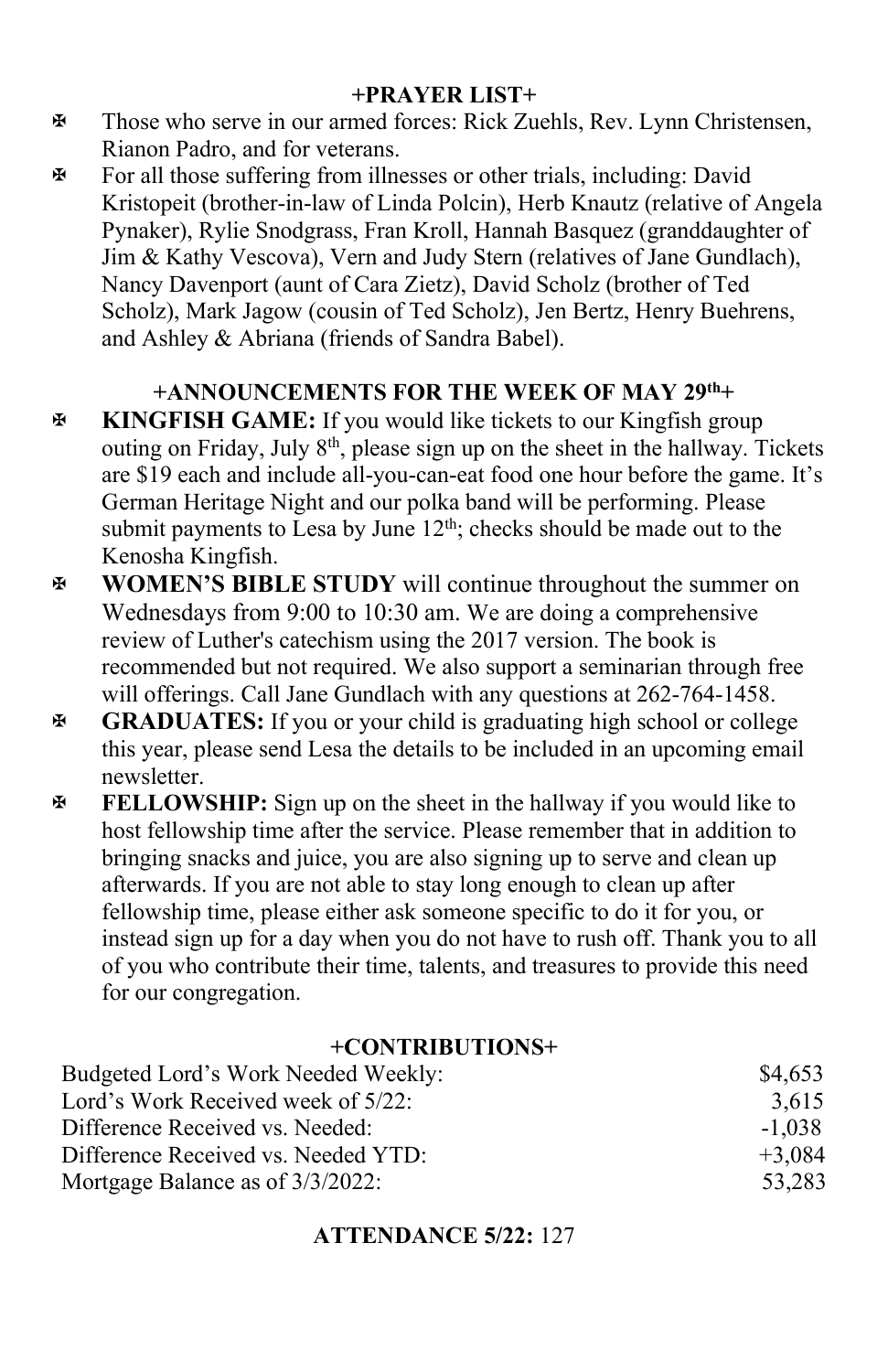## +PRAYER LIST+

- Those who serve in our armed forces: Rick Zuehls, Rev. Lynn Christensen, Rianon Padro, and for veterans.
- For all those suffering from illnesses or other trials, including: David Kristopeit (brother-in-law of Linda Polcin), Herb Knautz (relative of Angela Pynaker), Rylie Snodgrass, Fran Kroll, Hannah Basquez (granddaughter of Jim & Kathy Vescova), Vern and Judy Stern (relatives of Jane Gundlach), Nancy Davenport (aunt of Cara Zietz), David Scholz (brother of Ted Scholz), Mark Jagow (cousin of Ted Scholz), Jen Bertz, Henry Buehrens, and Ashley & Abriana (friends of Sandra Babel).

## +ANNOUNCEMENTS FOR THE WEEK OF MAY 29th+

- **KINGFISH GAME:** If you would like tickets to our Kingfish group outing on Friday, July 8th, please sign up on the sheet in the hallway. Tickets are $19 each and include all-you-can-eat food one hour before the game. It's German Heritage Night and our polka band will be performing. Please submit payments to Lesa by June 12th; checks should be made out to the Kenosha Kingfish.
- **WOMEN'S BIBLE STUDY** will continue throughout the summer on Wednesdays from 9:00 to 10:30 am. We are doing a comprehensive review of Luther's catechism using the 2017 version. The book is recommended but not required. We also support a seminarian through free will offerings. Call Jane Gundlach with any questions at 262-764-1458.
- **GRADUATES:** If you or your child is graduating high school or college this year, please send Lesa the details to be included in an upcoming email newsletter.
- **FELLOWSHIP:** Sign up on the sheet in the hallway if you would like to host fellowship time after the service. Please remember that in addition to bringing snacks and juice, you are also signing up to serve and clean up afterwards. If you are not able to stay long enough to clean up after fellowship time, please either ask someone specific to do it for you, or instead sign up for a day when you do not have to rush off. Thank you to all of you who contribute their time, talents, and treasures to provide this need for our congregation.

## +CONTRIBUTIONS+

| | |
|---|---:|
| Budgeted Lord's Work Needed Weekly: | $4,653 |
| Lord's Work Received week of 5/22: | 3,615 |
| Difference Received vs. Needed: | -1,038 |
| Difference Received vs. Needed YTD: | +3,084 |
| Mortgage Balance as of 3/3/2022: | 53,283 |

**ATTENDANCE 5/22:** 127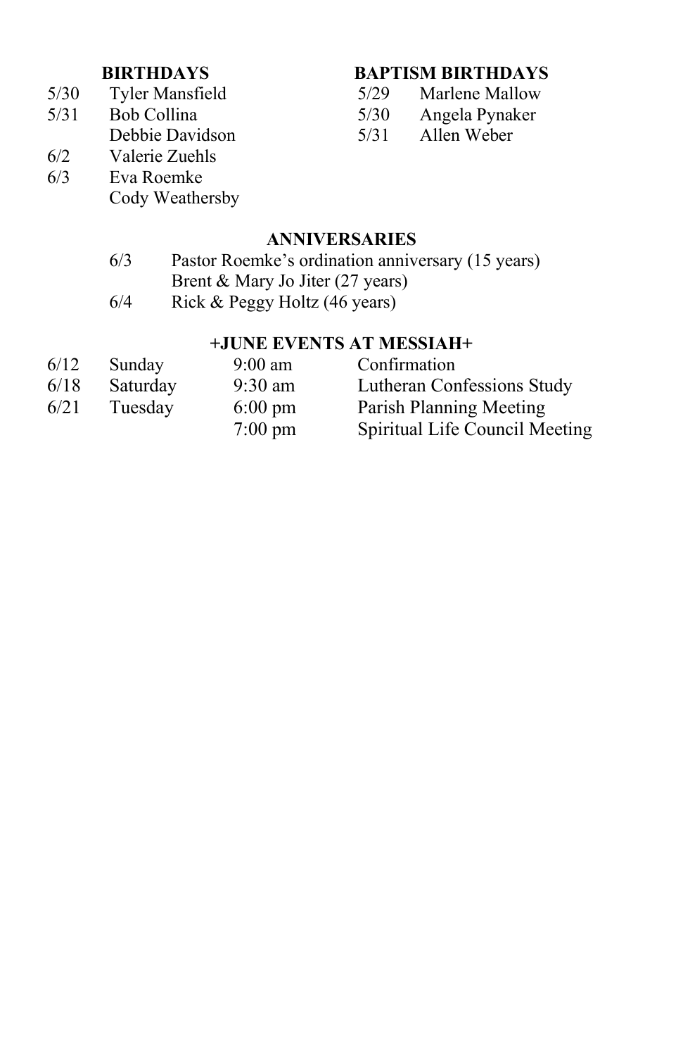## BIRTHDAYS

| | |
|---|---|
| 5/30 | Tyler Mansfield |
| 5/31 | Bob Collina |
| | Debbie Davidson |
| 6/2 | Valerie Zuehls |
| 6/3 | Eva Roemke |
| | Cody Weathersby |

## BAPTISM BIRTHDAYS

| | |
|---|---|
| 5/29 | Marlene Mallow |
| 5/30 | Angela Pynaker |
| 5/31 | Allen Weber |

## ANNIVERSARIES

| | |
|---|---|
| 6/3 | Pastor Roemke's ordination anniversary (15 years) |
| | Brent & Mary Jo Jiter (27 years) |
| 6/4 | Rick & Peggy Holtz (46 years) |

## +JUNE EVENTS AT MESSIAH+

| | | | |
|---|---|---|---|
| 6/12 | Sunday | 9:00 am | Confirmation |
| 6/18 | Saturday | 9:30 am | Lutheran Confessions Study |
| 6/21 | Tuesday | 6:00 pm | Parish Planning Meeting |
| | | 7:00 pm | Spiritual Life Council Meeting |